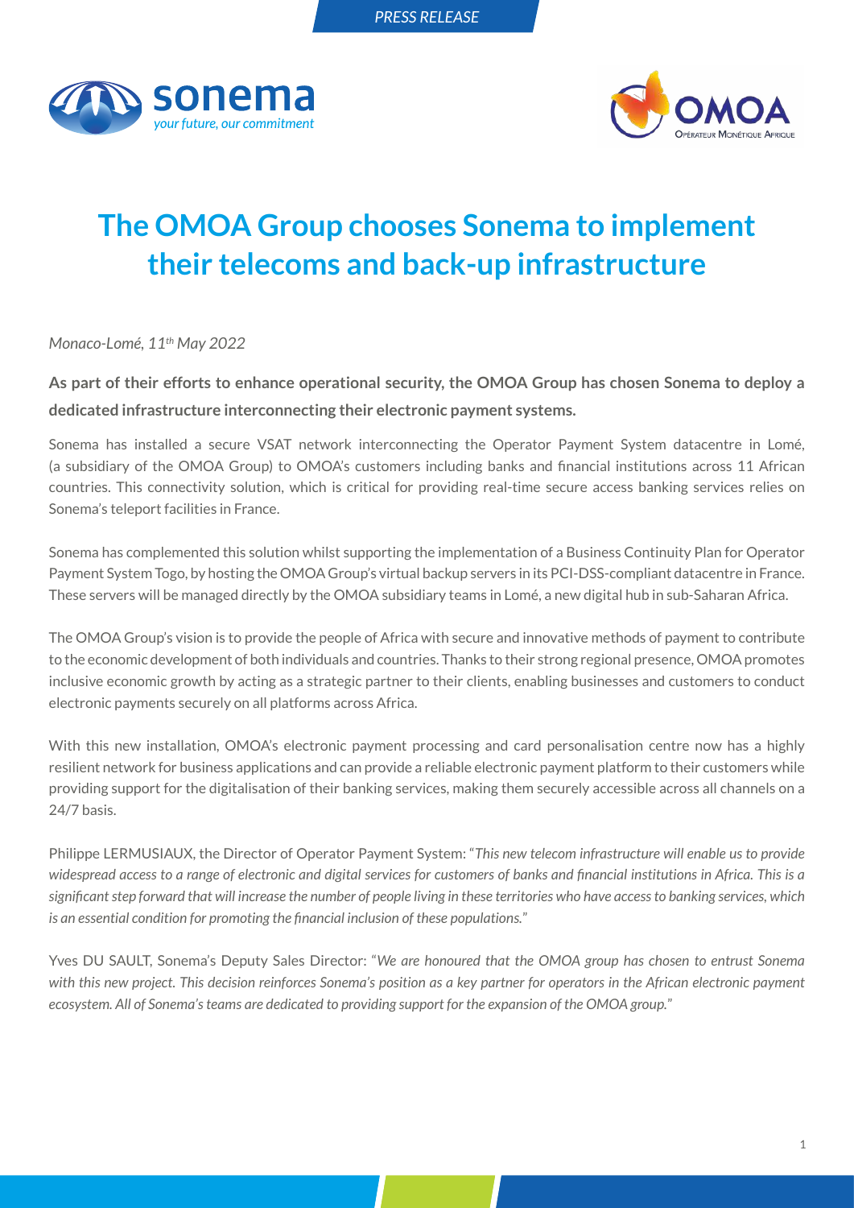PRESS RELEASE

sonema
*your future, our commitment*

OMOA
Opérateur Monétique Afrique

# The OMOA Group chooses Sonema to implement their telecoms and back-up infrastructure

*Monaco-Lomé, 11th May 2022*

**As part of their efforts to enhance operational security, the OMOA Group has chosen Sonema to deploy a dedicated infrastructure interconnecting their electronic payment systems.**

Sonema has installed a secure VSAT network interconnecting the Operator Payment System datacentre in Lomé, (a subsidiary of the OMOA Group) to OMOA's customers including banks and financial institutions across 11 African countries. This connectivity solution, which is critical for providing real-time secure access banking services relies on Sonema's teleport facilities in France.

Sonema has complemented this solution whilst supporting the implementation of a Business Continuity Plan for Operator Payment System Togo, by hosting the OMOA Group's virtual backup servers in its PCI-DSS-compliant datacentre in France. These servers will be managed directly by the OMOA subsidiary teams in Lomé, a new digital hub in sub-Saharan Africa.

The OMOA Group's vision is to provide the people of Africa with secure and innovative methods of payment to contribute to the economic development of both individuals and countries. Thanks to their strong regional presence, OMOA promotes inclusive economic growth by acting as a strategic partner to their clients, enabling businesses and customers to conduct electronic payments securely on all platforms across Africa.

With this new installation, OMOA's electronic payment processing and card personalisation centre now has a highly resilient network for business applications and can provide a reliable electronic payment platform to their customers while providing support for the digitalisation of their banking services, making them securely accessible across all channels on a 24/7 basis.

Philippe LERMUSIAUX, the Director of Operator Payment System: "*This new telecom infrastructure will enable us to provide widespread access to a range of electronic and digital services for customers of banks and financial institutions in Africa. This is a significant step forward that will increase the number of people living in these territories who have access to banking services, which is an essential condition for promoting the financial inclusion of these populations.*"

Yves DU SAULT, Sonema's Deputy Sales Director: "*We are honoured that the OMOA group has chosen to entrust Sonema with this new project. This decision reinforces Sonema's position as a key partner for operators in the African electronic payment ecosystem. All of Sonema's teams are dedicated to providing support for the expansion of the OMOA group.*"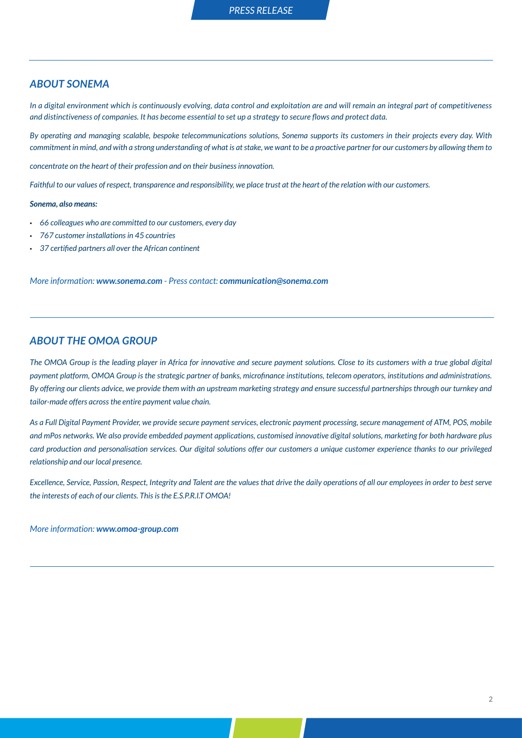## *ABOUT SONEMA*

*In a digital environment which is continuously evolving, data control and exploitation are and will remain an integral part of competitiveness and distinctiveness of companies. It has become essential to set up a strategy to secure flows and protect data.*

*By operating and managing scalable, bespoke telecommunications solutions, Sonema supports its customers in their projects every day. With commitment in mind, and with a strong understanding of what is at stake, we want to be a proactive partner for our customers by allowing them to*

*concentrate on the heart of their profession and on their business innovation.*

*Faithful to our values of respect, transparence and responsibility, we place trust at the heart of the relation with our customers.*

***Sonema, also means:***

- *66 colleagues who are committed to our customers, every day*
- *767 customer installations in 45 countries*
- *37 certified partners all over the African continent*

*More information:* ***www.sonema.com*** *- Press contact:* ***communication@sonema.com***

## *ABOUT THE OMOA GROUP*

*The OMOA Group is the leading player in Africa for innovative and secure payment solutions. Close to its customers with a true global digital payment platform, OMOA Group is the strategic partner of banks, microfinance institutions, telecom operators, institutions and administrations. By offering our clients advice, we provide them with an upstream marketing strategy and ensure successful partnerships through our turnkey and tailor-made offers across the entire payment value chain.*

*As a Full Digital Payment Provider, we provide secure payment services, electronic payment processing, secure management of ATM, POS, mobile and mPos networks. We also provide embedded payment applications, customised innovative digital solutions, marketing for both hardware plus card production and personalisation services. Our digital solutions offer our customers a unique customer experience thanks to our privileged relationship and our local presence.*

*Excellence, Service, Passion, Respect, Integrity and Talent are the values that drive the daily operations of all our employees in order to best serve the interests of each of our clients. This is the E.S.P.R.I.T OMOA!*

*More information:* ***www.omoa-group.com***